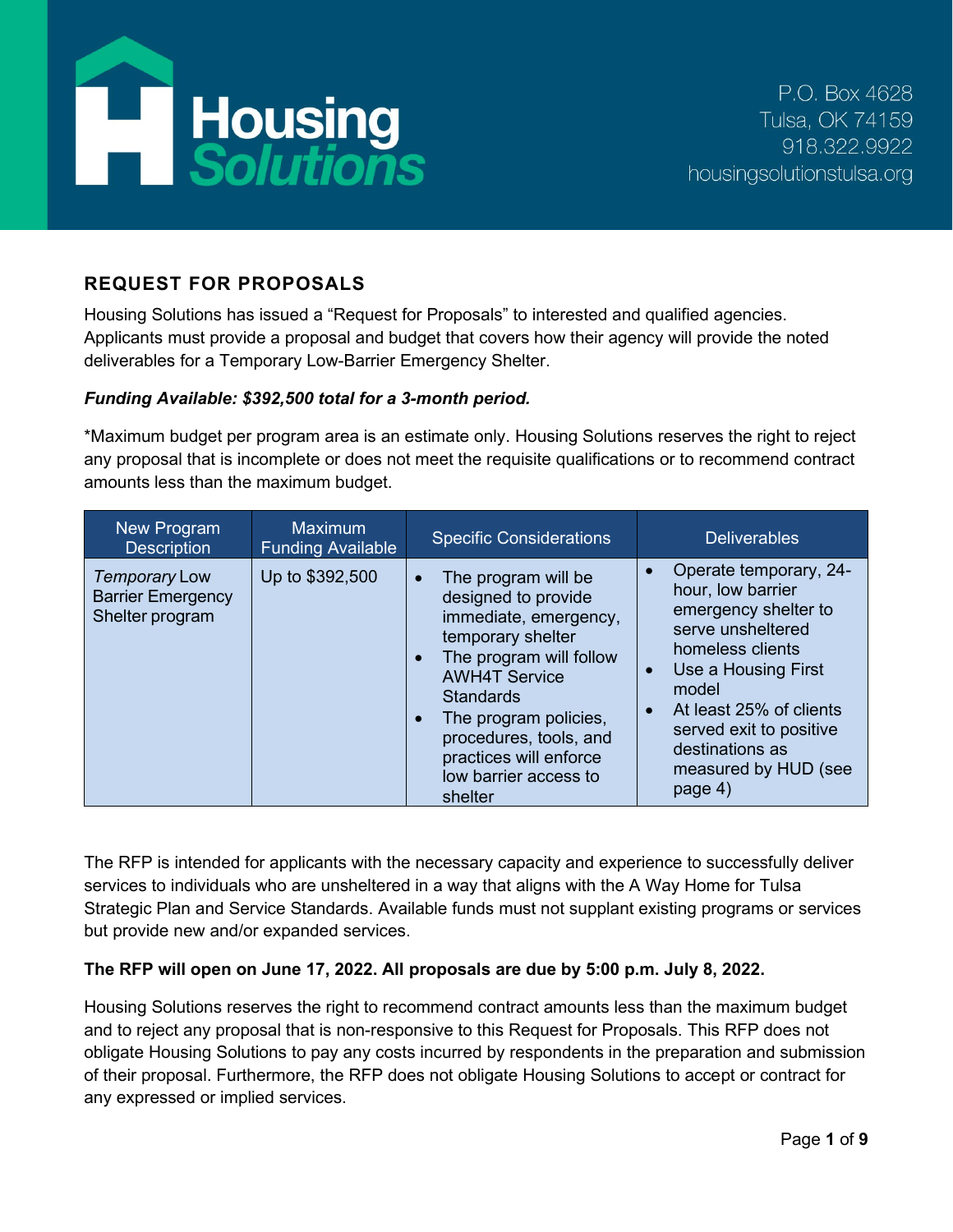Housing Solutions

P.O. Box 4628
Tulsa, OK 74159
918.322.9922
housingsolutionstulsa.org

## REQUEST FOR PROPOSALS

Housing Solutions has issued a “Request for Proposals” to interested and qualified agencies. Applicants must provide a proposal and budget that covers how their agency will provide the noted deliverables for a Temporary Low-Barrier Emergency Shelter.

***Funding Available: $392,500 total for a 3-month period.***

*Maximum budget per program area is an estimate only. Housing Solutions reserves the right to reject any proposal that is incomplete or does not meet the requisite qualifications or to recommend contract amounts less than the maximum budget.

| New Program Description | Maximum Funding Available | Specific Considerations | Deliverables |
| --- | --- | --- | --- |
| *Temporary* Low Barrier Emergency Shelter program | Up to $392,500 | • The program will be designed to provide immediate, emergency, temporary shelter<br>• The program will follow AWH4T Service Standards<br>• The program policies, procedures, tools, and practices will enforce low barrier access to shelter | • Operate temporary, 24-hour, low barrier emergency shelter to serve unsheltered homeless clients<br>• Use a Housing First model<br>• At least 25% of clients served exit to positive destinations as measured by HUD (see page 4) |

The RFP is intended for applicants with the necessary capacity and experience to successfully deliver services to individuals who are unsheltered in a way that aligns with the A Way Home for Tulsa Strategic Plan and Service Standards. Available funds must not supplant existing programs or services but provide new and/or expanded services.

**The RFP will open on June 17, 2022. All proposals are due by 5:00 p.m. July 8, 2022.**

Housing Solutions reserves the right to recommend contract amounts less than the maximum budget and to reject any proposal that is non-responsive to this Request for Proposals. This RFP does not obligate Housing Solutions to pay any costs incurred by respondents in the preparation and submission of their proposal. Furthermore, the RFP does not obligate Housing Solutions to accept or contract for any expressed or implied services.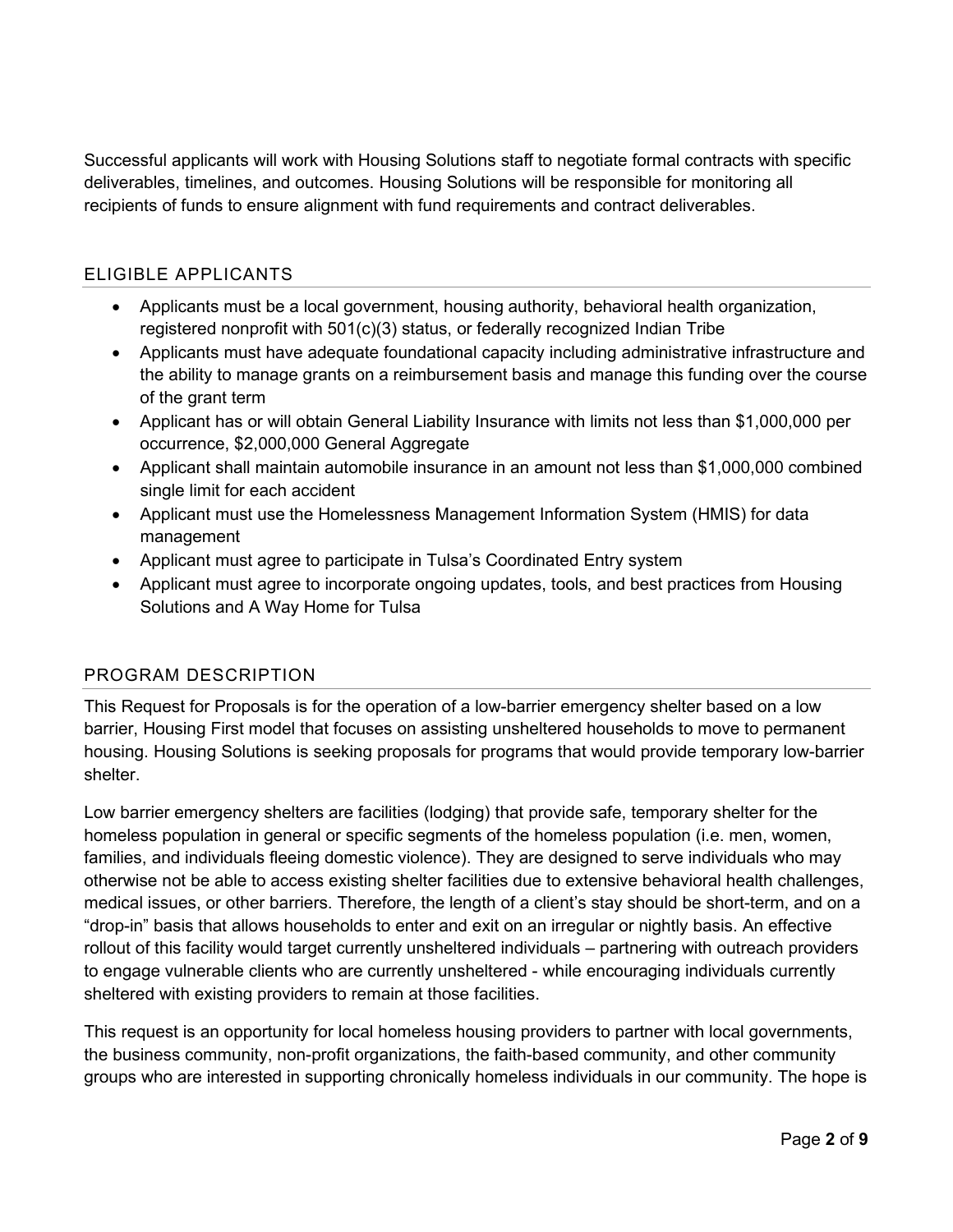Successful applicants will work with Housing Solutions staff to negotiate formal contracts with specific deliverables, timelines, and outcomes. Housing Solutions will be responsible for monitoring all recipients of funds to ensure alignment with fund requirements and contract deliverables.

## ELIGIBLE APPLICANTS

- Applicants must be a local government, housing authority, behavioral health organization, registered nonprofit with 501(c)(3) status, or federally recognized Indian Tribe
- Applicants must have adequate foundational capacity including administrative infrastructure and the ability to manage grants on a reimbursement basis and manage this funding over the course of the grant term
- Applicant has or will obtain General Liability Insurance with limits not less than $1,000,000 per occurrence, $2,000,000 General Aggregate
- Applicant shall maintain automobile insurance in an amount not less than $1,000,000 combined single limit for each accident
- Applicant must use the Homelessness Management Information System (HMIS) for data management
- Applicant must agree to participate in Tulsa's Coordinated Entry system
- Applicant must agree to incorporate ongoing updates, tools, and best practices from Housing Solutions and A Way Home for Tulsa

## PROGRAM DESCRIPTION

This Request for Proposals is for the operation of a low-barrier emergency shelter based on a low barrier, Housing First model that focuses on assisting unsheltered households to move to permanent housing. Housing Solutions is seeking proposals for programs that would provide temporary low-barrier shelter.

Low barrier emergency shelters are facilities (lodging) that provide safe, temporary shelter for the homeless population in general or specific segments of the homeless population (i.e. men, women, families, and individuals fleeing domestic violence). They are designed to serve individuals who may otherwise not be able to access existing shelter facilities due to extensive behavioral health challenges, medical issues, or other barriers. Therefore, the length of a client's stay should be short-term, and on a "drop-in" basis that allows households to enter and exit on an irregular or nightly basis. An effective rollout of this facility would target currently unsheltered individuals – partnering with outreach providers to engage vulnerable clients who are currently unsheltered - while encouraging individuals currently sheltered with existing providers to remain at those facilities.

This request is an opportunity for local homeless housing providers to partner with local governments, the business community, non-profit organizations, the faith-based community, and other community groups who are interested in supporting chronically homeless individuals in our community. The hope is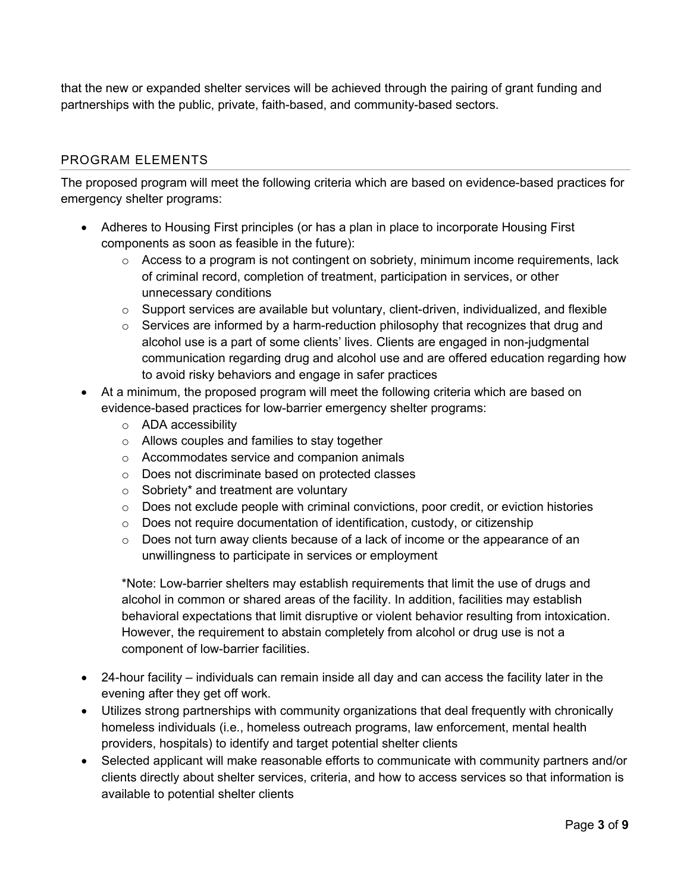that the new or expanded shelter services will be achieved through the pairing of grant funding and partnerships with the public, private, faith-based, and community-based sectors.

## PROGRAM ELEMENTS

The proposed program will meet the following criteria which are based on evidence-based practices for emergency shelter programs:

- Adheres to Housing First principles (or has a plan in place to incorporate Housing First components as soon as feasible in the future):
    - Access to a program is not contingent on sobriety, minimum income requirements, lack of criminal record, completion of treatment, participation in services, or other unnecessary conditions
    - Support services are available but voluntary, client-driven, individualized, and flexible
    - Services are informed by a harm-reduction philosophy that recognizes that drug and alcohol use is a part of some clients' lives. Clients are engaged in non-judgmental communication regarding drug and alcohol use and are offered education regarding how to avoid risky behaviors and engage in safer practices
- At a minimum, the proposed program will meet the following criteria which are based on evidence-based practices for low-barrier emergency shelter programs:
    - ADA accessibility
    - Allows couples and families to stay together
    - Accommodates service and companion animals
    - Does not discriminate based on protected classes
    - Sobriety* and treatment are voluntary
    - Does not exclude people with criminal convictions, poor credit, or eviction histories
    - Does not require documentation of identification, custody, or citizenship
    - Does not turn away clients because of a lack of income or the appearance of an unwillingness to participate in services or employment

    *Note: Low-barrier shelters may establish requirements that limit the use of drugs and alcohol in common or shared areas of the facility. In addition, facilities may establish behavioral expectations that limit disruptive or violent behavior resulting from intoxication. However, the requirement to abstain completely from alcohol or drug use is not a component of low-barrier facilities.

- 24-hour facility – individuals can remain inside all day and can access the facility later in the evening after they get off work.
- Utilizes strong partnerships with community organizations that deal frequently with chronically homeless individuals (i.e., homeless outreach programs, law enforcement, mental health providers, hospitals) to identify and target potential shelter clients
- Selected applicant will make reasonable efforts to communicate with community partners and/or clients directly about shelter services, criteria, and how to access services so that information is available to potential shelter clients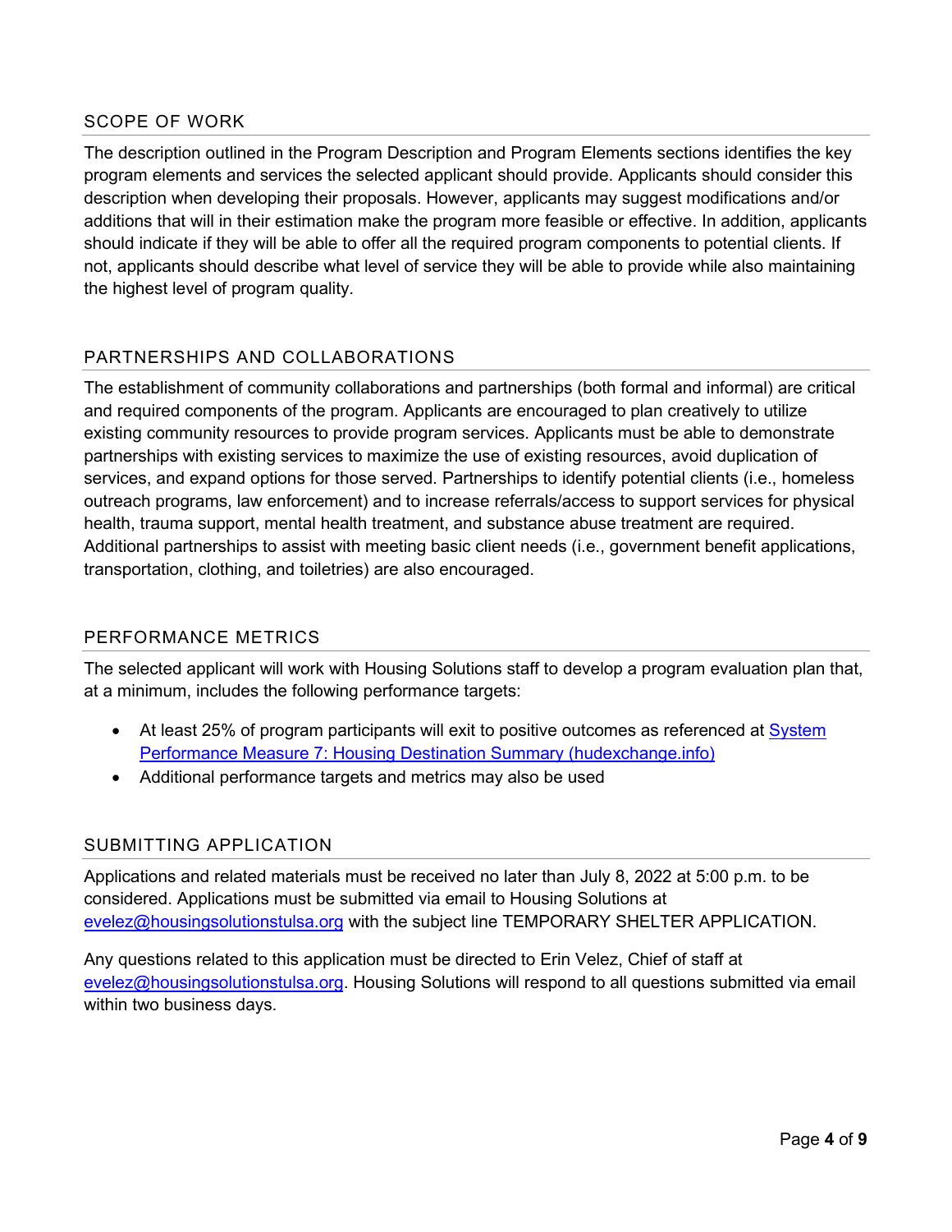## SCOPE OF WORK

The description outlined in the Program Description and Program Elements sections identifies the key program elements and services the selected applicant should provide. Applicants should consider this description when developing their proposals. However, applicants may suggest modifications and/or additions that will in their estimation make the program more feasible or effective. In addition, applicants should indicate if they will be able to offer all the required program components to potential clients. If not, applicants should describe what level of service they will be able to provide while also maintaining the highest level of program quality.

## PARTNERSHIPS AND COLLABORATIONS

The establishment of community collaborations and partnerships (both formal and informal) are critical and required components of the program. Applicants are encouraged to plan creatively to utilize existing community resources to provide program services. Applicants must be able to demonstrate partnerships with existing services to maximize the use of existing resources, avoid duplication of services, and expand options for those served. Partnerships to identify potential clients (i.e., homeless outreach programs, law enforcement) and to increase referrals/access to support services for physical health, trauma support, mental health treatment, and substance abuse treatment are required. Additional partnerships to assist with meeting basic client needs (i.e., government benefit applications, transportation, clothing, and toiletries) are also encouraged.

## PERFORMANCE METRICS

The selected applicant will work with Housing Solutions staff to develop a program evaluation plan that, at a minimum, includes the following performance targets:

- At least 25% of program participants will exit to positive outcomes as referenced at System Performance Measure 7: Housing Destination Summary (hudexchange.info)
- Additional performance targets and metrics may also be used

## SUBMITTING APPLICATION

Applications and related materials must be received no later than July 8, 2022 at 5:00 p.m. to be considered. Applications must be submitted via email to Housing Solutions at evelez@housingsolutionstulsa.org with the subject line TEMPORARY SHELTER APPLICATION.

Any questions related to this application must be directed to Erin Velez, Chief of staff at evelez@housingsolutionstulsa.org. Housing Solutions will respond to all questions submitted via email within two business days.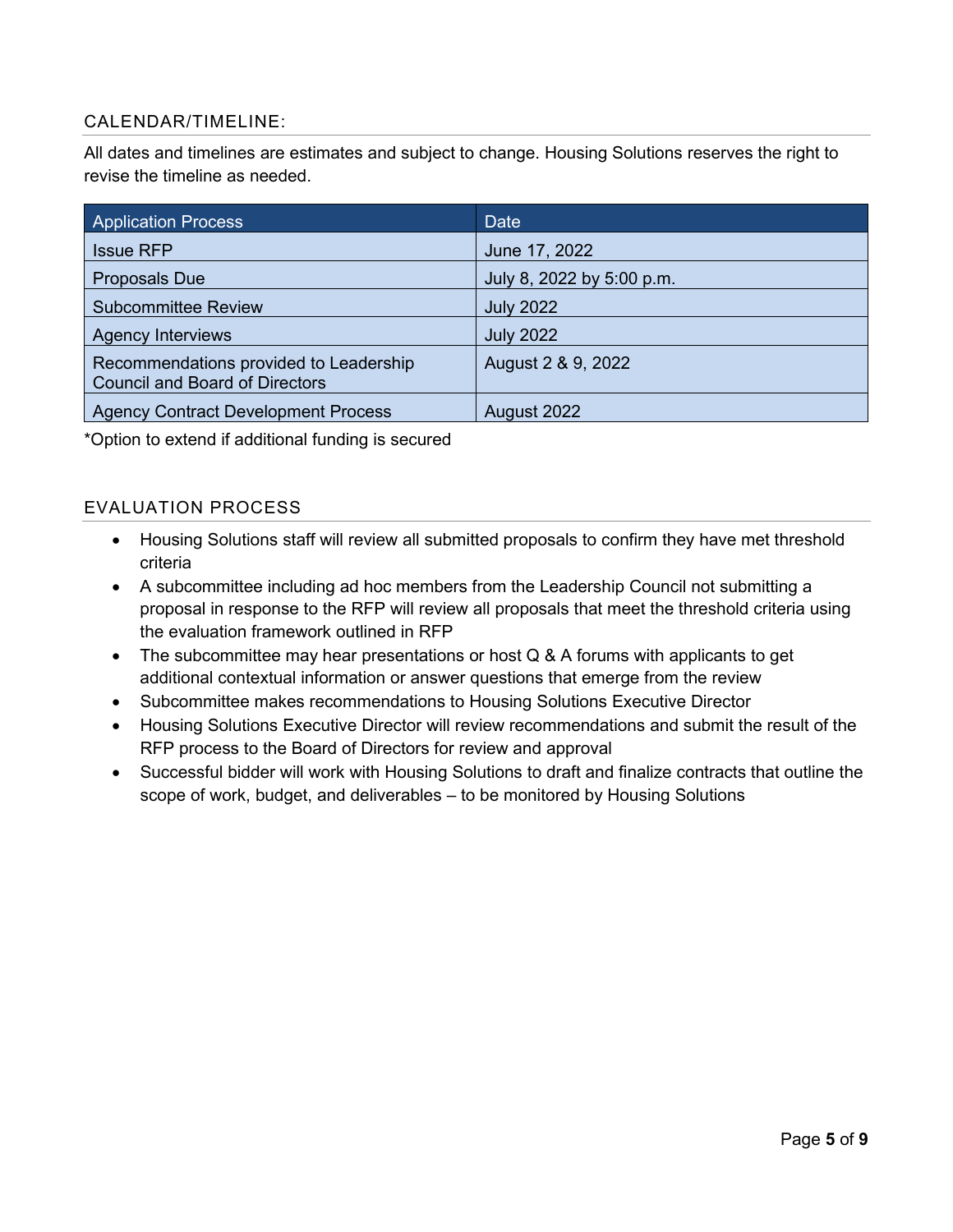## CALENDAR/TIMELINE:

All dates and timelines are estimates and subject to change. Housing Solutions reserves the right to revise the timeline as needed.

| Application Process | Date |
|---|---|
| Issue RFP | June 17, 2022 |
| Proposals Due | July 8, 2022 by 5:00 p.m. |
| Subcommittee Review | July 2022 |
| Agency Interviews | July 2022 |
| Recommendations provided to Leadership Council and Board of Directors | August 2 & 9, 2022 |
| Agency Contract Development Process | August 2022 |

*Option to extend if additional funding is secured

## EVALUATION PROCESS

- Housing Solutions staff will review all submitted proposals to confirm they have met threshold criteria
- A subcommittee including ad hoc members from the Leadership Council not submitting a proposal in response to the RFP will review all proposals that meet the threshold criteria using the evaluation framework outlined in RFP
- The subcommittee may hear presentations or host Q & A forums with applicants to get additional contextual information or answer questions that emerge from the review
- Subcommittee makes recommendations to Housing Solutions Executive Director
- Housing Solutions Executive Director will review recommendations and submit the result of the RFP process to the Board of Directors for review and approval
- Successful bidder will work with Housing Solutions to draft and finalize contracts that outline the scope of work, budget, and deliverables – to be monitored by Housing Solutions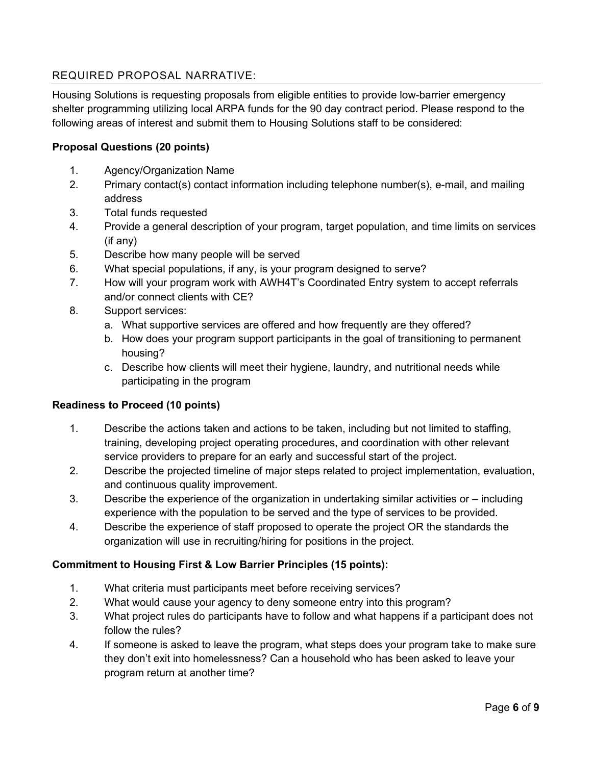## REQUIRED PROPOSAL NARRATIVE:

Housing Solutions is requesting proposals from eligible entities to provide low-barrier emergency shelter programming utilizing local ARPA funds for the 90 day contract period. Please respond to the following areas of interest and submit them to Housing Solutions staff to be considered:

**Proposal Questions (20 points)**

1. Agency/Organization Name
2. Primary contact(s) contact information including telephone number(s), e-mail, and mailing address
3. Total funds requested
4. Provide a general description of your program, target population, and time limits on services (if any)
5. Describe how many people will be served
6. What special populations, if any, is your program designed to serve?
7. How will your program work with AWH4T's Coordinated Entry system to accept referrals and/or connect clients with CE?
8. Support services:
   a. What supportive services are offered and how frequently are they offered?
   b. How does your program support participants in the goal of transitioning to permanent housing?
   c. Describe how clients will meet their hygiene, laundry, and nutritional needs while participating in the program

**Readiness to Proceed (10 points)**

1. Describe the actions taken and actions to be taken, including but not limited to staffing, training, developing project operating procedures, and coordination with other relevant service providers to prepare for an early and successful start of the project.
2. Describe the projected timeline of major steps related to project implementation, evaluation, and continuous quality improvement.
3. Describe the experience of the organization in undertaking similar activities or – including experience with the population to be served and the type of services to be provided.
4. Describe the experience of staff proposed to operate the project OR the standards the organization will use in recruiting/hiring for positions in the project.

**Commitment to Housing First & Low Barrier Principles (15 points):**

1. What criteria must participants meet before receiving services?
2. What would cause your agency to deny someone entry into this program?
3. What project rules do participants have to follow and what happens if a participant does not follow the rules?
4. If someone is asked to leave the program, what steps does your program take to make sure they don't exit into homelessness? Can a household who has been asked to leave your program return at another time?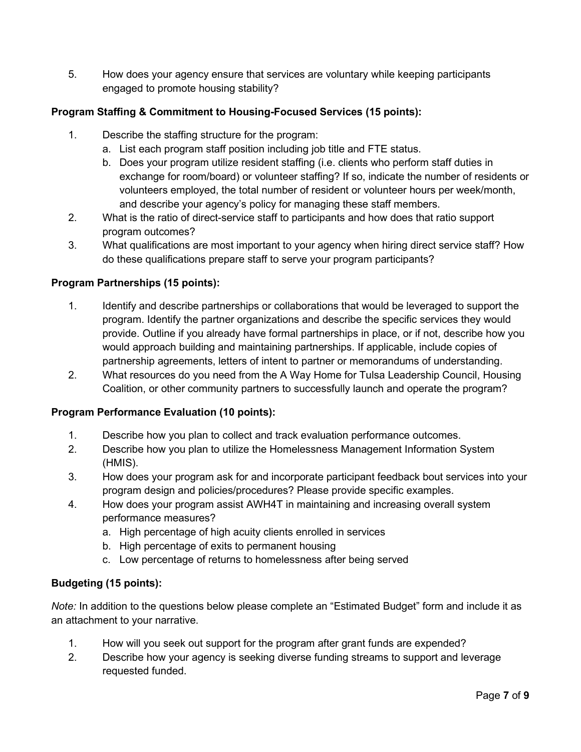5. How does your agency ensure that services are voluntary while keeping participants engaged to promote housing stability?

**Program Staffing & Commitment to Housing-Focused Services (15 points):**

1. Describe the staffing structure for the program:
   a. List each program staff position including job title and FTE status.
   b. Does your program utilize resident staffing (i.e. clients who perform staff duties in exchange for room/board) or volunteer staffing? If so, indicate the number of residents or volunteers employed, the total number of resident or volunteer hours per week/month, and describe your agency's policy for managing these staff members.
2. What is the ratio of direct-service staff to participants and how does that ratio support program outcomes?
3. What qualifications are most important to your agency when hiring direct service staff? How do these qualifications prepare staff to serve your program participants?

**Program Partnerships (15 points):**

1. Identify and describe partnerships or collaborations that would be leveraged to support the program. Identify the partner organizations and describe the specific services they would provide. Outline if you already have formal partnerships in place, or if not, describe how you would approach building and maintaining partnerships. If applicable, include copies of partnership agreements, letters of intent to partner or memorandums of understanding.
2. What resources do you need from the A Way Home for Tulsa Leadership Council, Housing Coalition, or other community partners to successfully launch and operate the program?

**Program Performance Evaluation (10 points):**

1. Describe how you plan to collect and track evaluation performance outcomes.
2. Describe how you plan to utilize the Homelessness Management Information System (HMIS).
3. How does your program ask for and incorporate participant feedback bout services into your program design and policies/procedures? Please provide specific examples.
4. How does your program assist AWH4T in maintaining and increasing overall system performance measures?
   a. High percentage of high acuity clients enrolled in services
   b. High percentage of exits to permanent housing
   c. Low percentage of returns to homelessness after being served

**Budgeting (15 points):**

*Note:* In addition to the questions below please complete an "Estimated Budget" form and include it as an attachment to your narrative.

1. How will you seek out support for the program after grant funds are expended?
2. Describe how your agency is seeking diverse funding streams to support and leverage requested funded.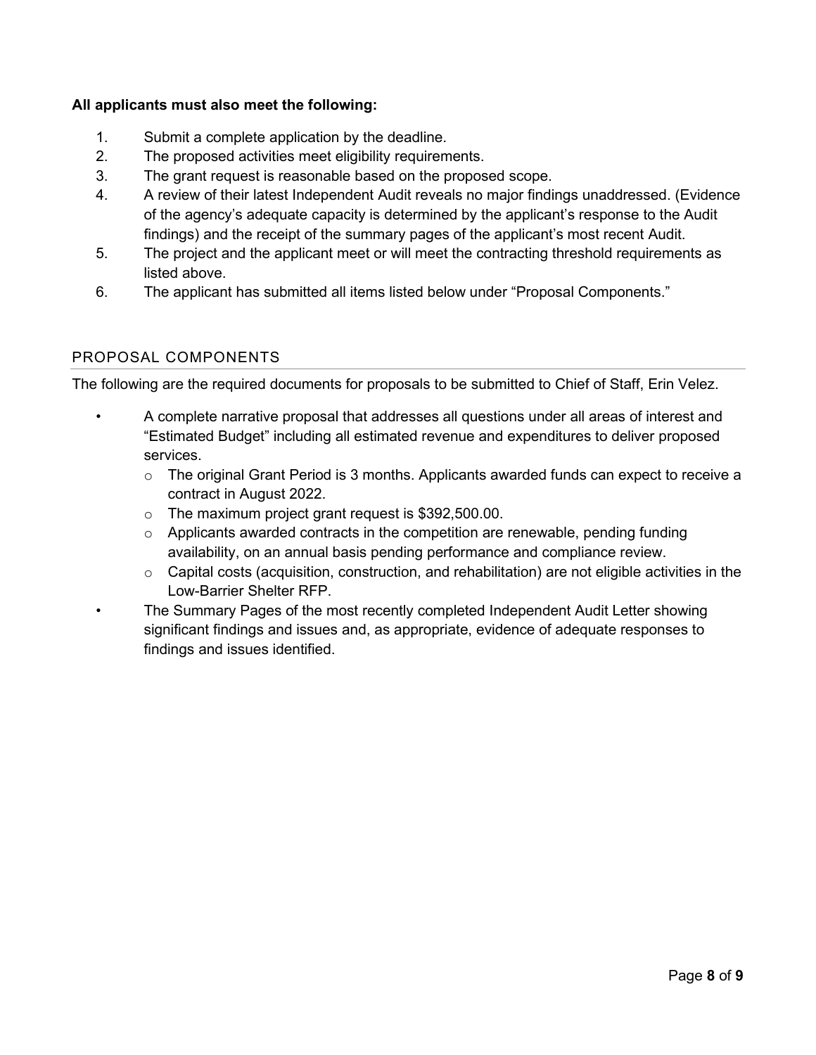**All applicants must also meet the following:**

1. Submit a complete application by the deadline.
2. The proposed activities meet eligibility requirements.
3. The grant request is reasonable based on the proposed scope.
4. A review of their latest Independent Audit reveals no major findings unaddressed. (Evidence of the agency's adequate capacity is determined by the applicant's response to the Audit findings) and the receipt of the summary pages of the applicant's most recent Audit.
5. The project and the applicant meet or will meet the contracting threshold requirements as listed above.
6. The applicant has submitted all items listed below under "Proposal Components."

## PROPOSAL COMPONENTS

The following are the required documents for proposals to be submitted to Chief of Staff, Erin Velez.

- A complete narrative proposal that addresses all questions under all areas of interest and "Estimated Budget" including all estimated revenue and expenditures to deliver proposed services.
  - The original Grant Period is 3 months. Applicants awarded funds can expect to receive a contract in August 2022.
  - The maximum project grant request is $392,500.00.
  - Applicants awarded contracts in the competition are renewable, pending funding availability, on an annual basis pending performance and compliance review.
  - Capital costs (acquisition, construction, and rehabilitation) are not eligible activities in the Low-Barrier Shelter RFP.
- The Summary Pages of the most recently completed Independent Audit Letter showing significant findings and issues and, as appropriate, evidence of adequate responses to findings and issues identified.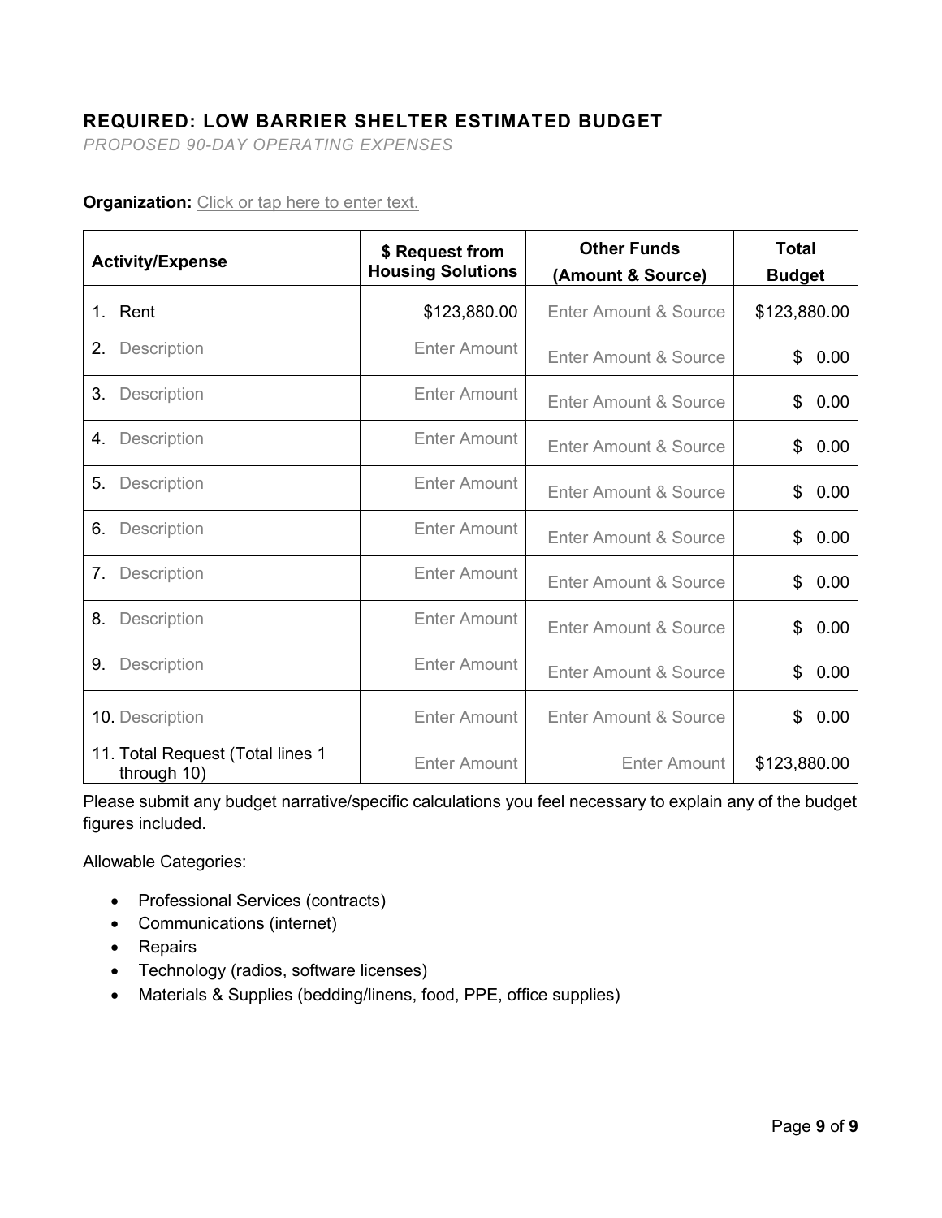## REQUIRED: LOW BARRIER SHELTER ESTIMATED BUDGET

*PROPOSED 90-DAY OPERATING EXPENSES*

**Organization:** Click or tap here to enter text.

| Activity/Expense | $ Request from Housing Solutions | Other Funds (Amount & Source) | Total Budget |
|---|---|---|---|
| 1. Rent | $123,880.00 | Enter Amount & Source | $123,880.00 |
| 2. Description | Enter Amount | Enter Amount & Source | $ 0.00 |
| 3. Description | Enter Amount | Enter Amount & Source | $ 0.00 |
| 4. Description | Enter Amount | Enter Amount & Source | $ 0.00 |
| 5. Description | Enter Amount | Enter Amount & Source | $ 0.00 |
| 6. Description | Enter Amount | Enter Amount & Source | $ 0.00 |
| 7. Description | Enter Amount | Enter Amount & Source | $ 0.00 |
| 8. Description | Enter Amount | Enter Amount & Source | $ 0.00 |
| 9. Description | Enter Amount | Enter Amount & Source | $ 0.00 |
| 10. Description | Enter Amount | Enter Amount & Source | $ 0.00 |
| 11. Total Request (Total lines 1 through 10) | Enter Amount | Enter Amount | $123,880.00 |

Please submit any budget narrative/specific calculations you feel necessary to explain any of the budget figures included.

Allowable Categories:

- Professional Services (contracts)
- Communications (internet)
- Repairs
- Technology (radios, software licenses)
- Materials & Supplies (bedding/linens, food, PPE, office supplies)